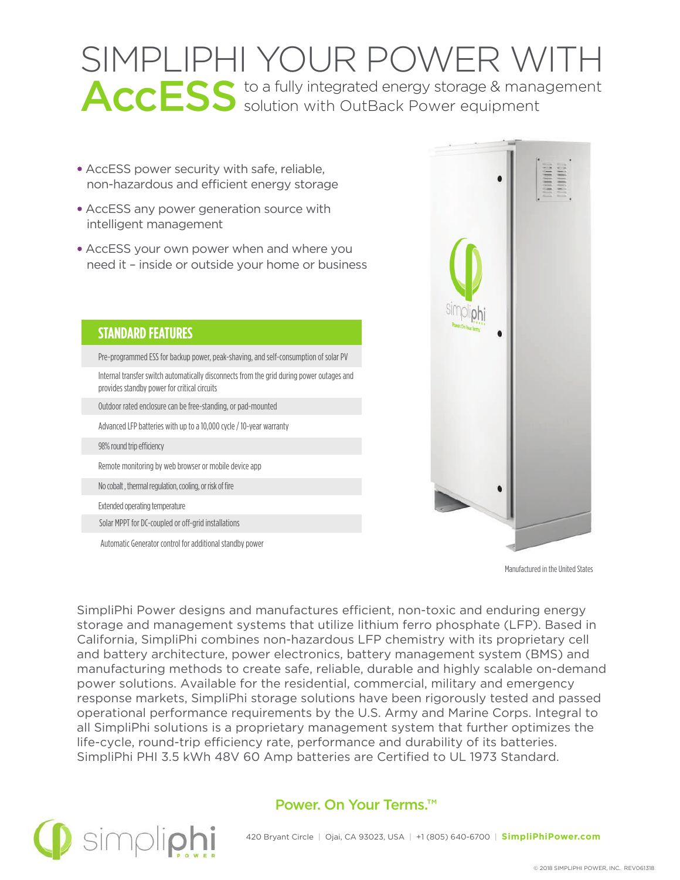# SIMPLIPHI YOUR POWER WITH AccESS to a fully integrated energy storage & management solution with OutBack Power equipment

- AccESS power security with safe, reliable, non-hazardous and efficient energy storage
- AccESS any power generation source with intelligent management
- AccESS your own power when and where you need it – inside or outside your home or business

## STANDARD FEATURES

| STANDARD FEATURES |
| --- |
| Pre-programmed ESS for backup power, peak-shaving, and self-consumption of solar PV |
| Internal transfer switch automatically disconnects from the grid during power outages and provides standby power for critical circuits |
| Outdoor rated enclosure can be free-standing, or pad-mounted |
| Advanced LFP batteries with up to a 10,000 cycle / 10-year warranty |
| 98% round trip efficiency |
| Remote monitoring by web browser or mobile device app |
| No cobalt , thermal regulation, cooling, or risk of fire |
| Extended operating temperature |
| Solar MPPT for DC-coupled or off-grid installations |
| Automatic Generator control for additional standby power |

Manufactured in the United States

SimpliPhi Power designs and manufactures efficient, non-toxic and enduring energy storage and management systems that utilize lithium ferro phosphate (LFP). Based in California, SimpliPhi combines non-hazardous LFP chemistry with its proprietary cell and battery architecture, power electronics, battery management system (BMS) and manufacturing methods to create safe, reliable, durable and highly scalable on-demand power solutions. Available for the residential, commercial, military and emergency response markets, SimpliPhi storage solutions have been rigorously tested and passed operational performance requirements by the U.S. Army and Marine Corps. Integral to all SimpliPhi solutions is a proprietary management system that further optimizes the life-cycle, round-trip efficiency rate, performance and durability of its batteries. SimpliPhi PHI 3.5 kWh 48V 60 Amp batteries are Certified to UL 1973 Standard.

**Power. On Your Terms.™**

simpliphi POWER

420 Bryant Circle | Ojai, CA 93023, USA | +1 (805) 640-6700 | **SimpliPhiPower.com**

© 2018 SIMPLIPHI POWER, INC. REV061318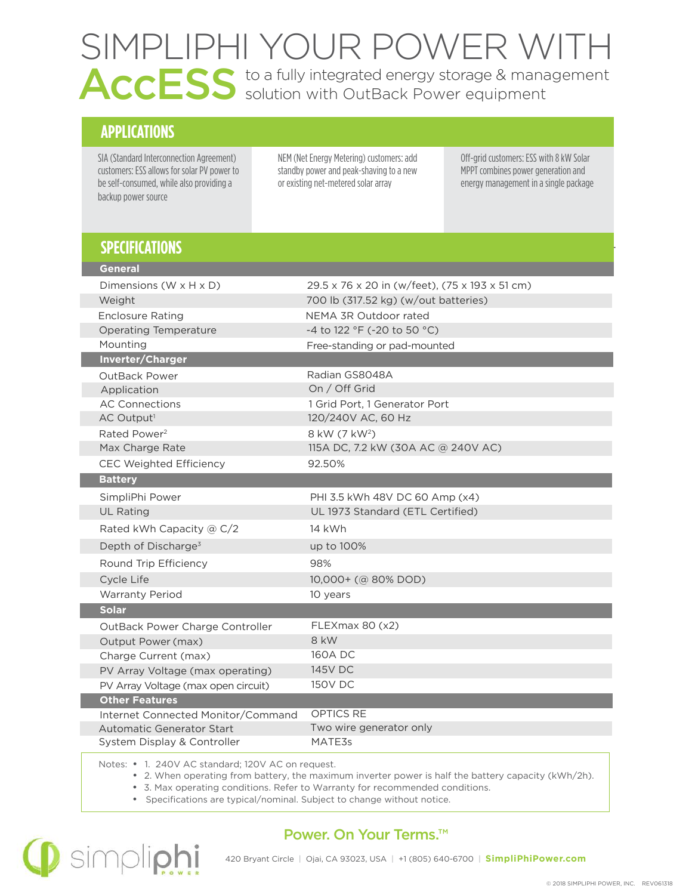# SIMPLIPHI YOUR POWER WITH AccESS

to a fully integrated energy storage & management solution with OutBack Power equipment

## APPLICATIONS

SIA (Standard Interconnection Agreement) customers: ESS allows for solar PV power to be self-consumed, while also providing a backup power source

NEM (Net Energy Metering) customers: add standby power and peak-shaving to a new or existing net-metered solar array

Off-grid customers: ESS with 8 kW Solar MPPT combines power generation and energy management in a single package

## SPECIFICATIONS

| | |
|---|---|
| **General** | |
| Dimensions (W x H x D) | 29.5 x 76 x 20 in (w/feet), (75 x 193 x 51 cm) |
| Weight | 700 lb (317.52 kg) (w/out batteries) |
| Enclosure Rating | NEMA 3R Outdoor rated |
| Operating Temperature | -4 to 122 °F (-20 to 50 °C) |
| Mounting | Free-standing or pad-mounted |
| **Inverter/Charger** | |
| OutBack Power | Radian GS8048A |
| Application | On / Off Grid |
| AC Connections | 1 Grid Port, 1 Generator Port |
| AC Output[1] | 120/240V AC, 60 Hz |
| Rated Power[2] | 8 kW (7 kW[2]) |
| Max Charge Rate | 115A DC, 7.2 kW (30A AC @ 240V AC) |
| CEC Weighted Efficiency | 92.50% |
| **Battery** | |
| SimpliPhi Power | PHI 3.5 kWh 48V DC 60 Amp (x4) |
| UL Rating | UL 1973 Standard (ETL Certified) |
| Rated kWh Capacity @ C/2 | 14 kWh |
| Depth of Discharge[3] | up to 100% |
| Round Trip Efficiency | 98% |
| Cycle Life | 10,000+ (@ 80% DOD) |
| Warranty Period | 10 years |
| **Solar** | |
| OutBack Power Charge Controller | FLEXmax 80 (x2) |
| Output Power (max) | 8 kW |
| Charge Current (max) | 160A DC |
| PV Array Voltage (max operating) | 145V DC |
| PV Array Voltage (max open circuit) | 150V DC |
| **Other Features** | |
| Internet Connected Monitor/Command | OPTICS RE |
| Automatic Generator Start | Two wire generator only |
| System Display & Controller | MATE3s |

Notes:
- 1. 240V AC standard; 120V AC on request.
- 2. When operating from battery, the maximum inverter power is half the battery capacity (kWh/2h).
- 3. Max operating conditions. Refer to Warranty for recommended conditions.
- Specifications are typical/nominal. Subject to change without notice.

**Power. On Your Terms.™**

simpliphi POWER

420 Bryant Circle | Ojai, CA 93023, USA | +1 (805) 640-6700 | **SimpliPhiPower.com**

© 2018 SIMPLIPHI POWER, INC. REV061318